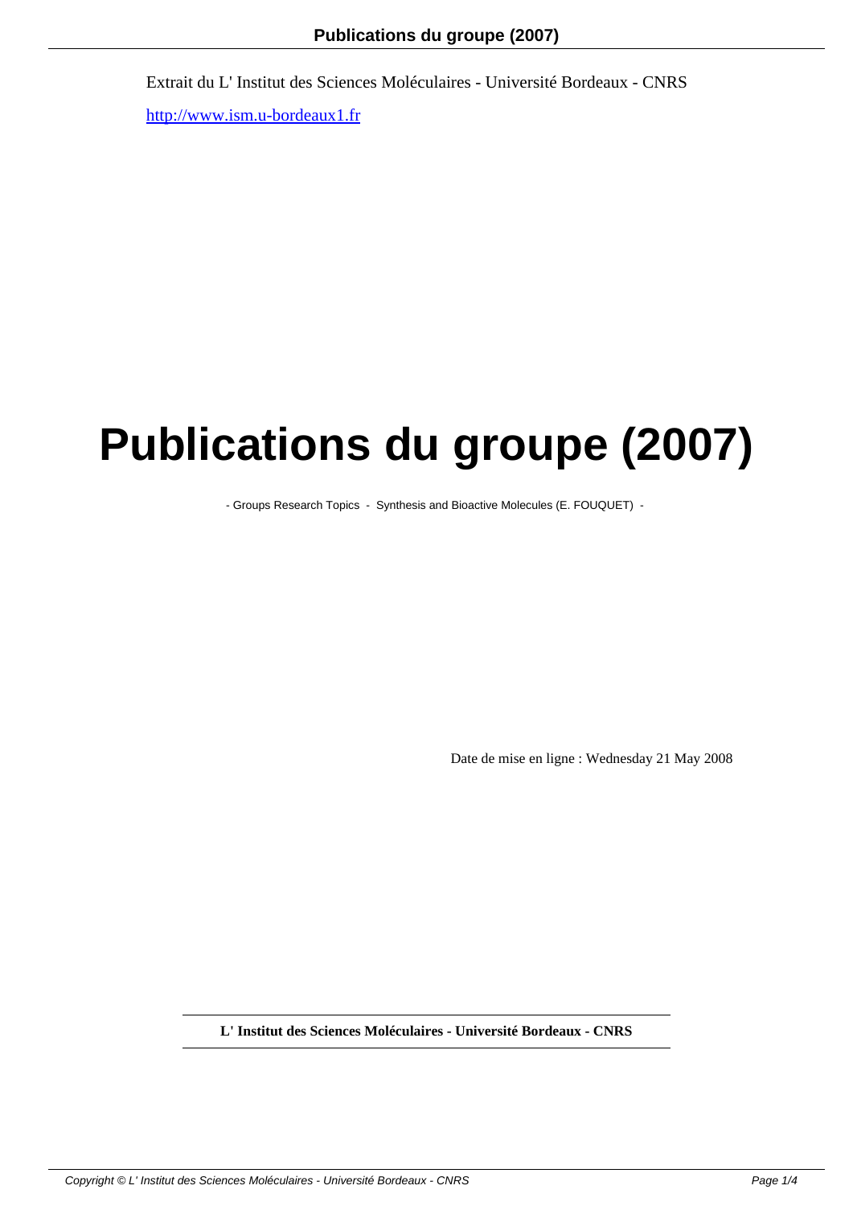Extrait du L' Institut des Sciences Moléculaires - Université Bordeaux - CNRS

http://www.ism.u-bordeaux1.fr

# Publications du groupe (2007)

- Groups Research Topics - Synthesis and Bioactive Molecules (E. FOUQUET) -

Date de mise en ligne : Wednesday 21 May 2008

**L' Institut des Sciences Moléculaires - Université Bordeaux - CNRS**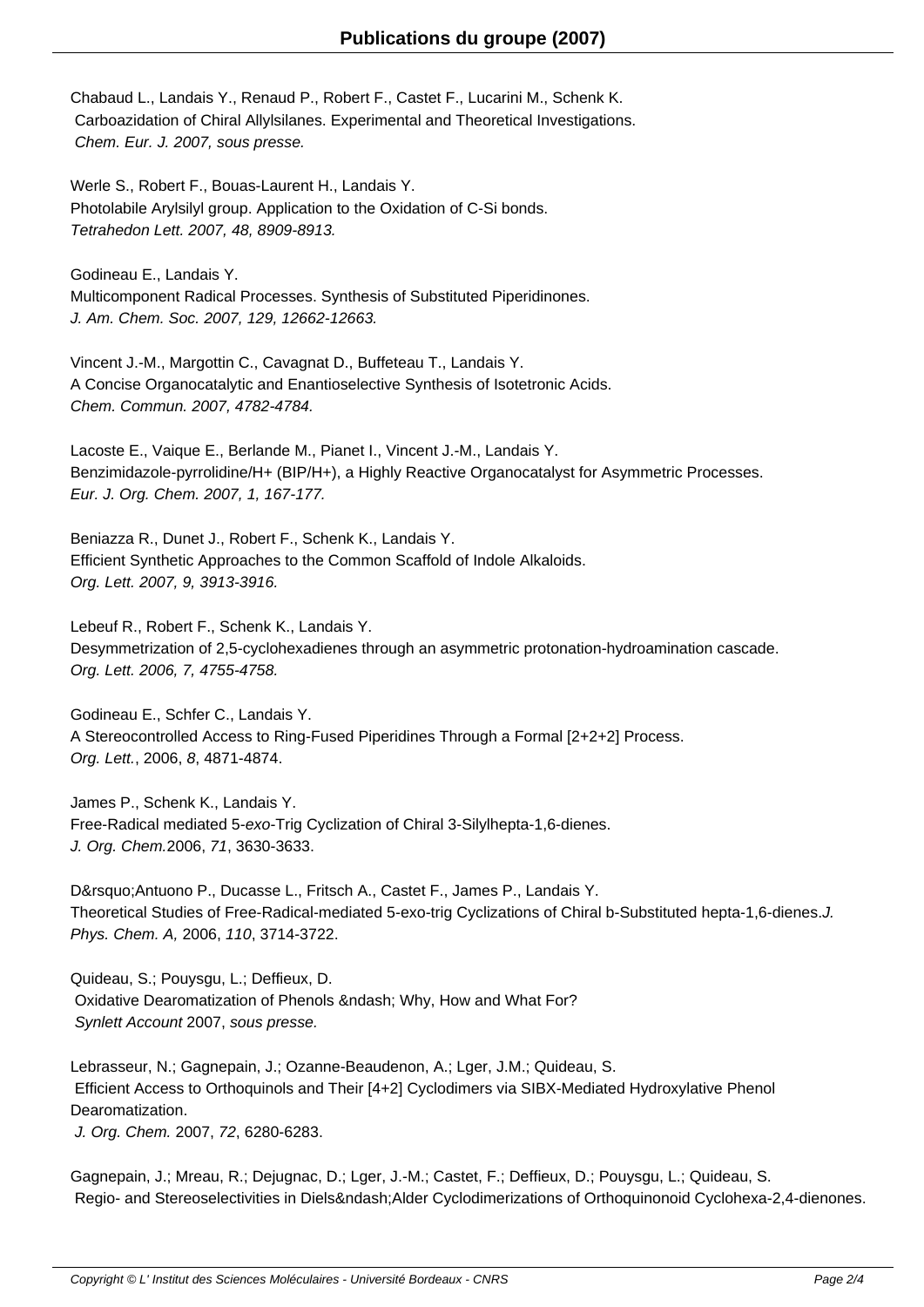Chabaud L., Landais Y., Renaud P., Robert F., Castet F., Lucarini M., Schenk K.
Carboazidation of Chiral Allylsilanes. Experimental and Theoretical Investigations.
*Chem. Eur. J. 2007, sous presse.*

Werle S., Robert F., Bouas-Laurent H., Landais Y.
Photolabile Arylsilyl group. Application to the Oxidation of C-Si bonds.
*Tetrahedon Lett. 2007, 48, 8909-8913.*

Godineau E., Landais Y.
Multicomponent Radical Processes. Synthesis of Substituted Piperidinones.
*J. Am. Chem. Soc. 2007, 129, 12662-12663.*

Vincent J.-M., Margottin C., Cavagnat D., Buffeteau T., Landais Y.
A Concise Organocatalytic and Enantioselective Synthesis of Isotetronic Acids.
*Chem. Commun. 2007, 4782-4784.*

Lacoste E., Vaique E., Berlande M., Pianet I., Vincent J.-M., Landais Y.
Benzimidazole-pyrrolidine/H+ (BIP/H+), a Highly Reactive Organocatalyst for Asymmetric Processes.
*Eur. J. Org. Chem. 2007, 1, 167-177.*

Beniazza R., Dunet J., Robert F., Schenk K., Landais Y.
Efficient Synthetic Approaches to the Common Scaffold of Indole Alkaloids.
*Org. Lett. 2007, 9, 3913-3916.*

Lebeuf R., Robert F., Schenk K., Landais Y.
Desymmetrization of 2,5-cyclohexadienes through an asymmetric protonation-hydroamination cascade.
*Org. Lett. 2006, 7, 4755-4758.*

Godineau E., Schfer C., Landais Y.
A Stereocontrolled Access to Ring-Fused Piperidines Through a Formal [2+2+2] Process.
*Org. Lett.*, 2006, *8*, 4871-4874.

James P., Schenk K., Landais Y.
Free-Radical mediated 5-*exo*-Trig Cyclization of Chiral 3-Silylhepta-1,6-dienes.
*J. Org. Chem.*2006, *71*, 3630-3633.

D&rsquo;Antuono P., Ducasse L., Fritsch A., Castet F., James P., Landais Y.
Theoretical Studies of Free-Radical-mediated 5-exo-trig Cyclizations of Chiral b-Substituted hepta-1,6-dienes.*J. Phys. Chem. A,* 2006, *110*, 3714-3722.

Quideau, S.; Pouysgu, L.; Deffieux, D.
Oxidative Dearomatization of Phenols &ndash; Why, How and What For?
*Synlett Account* 2007, *sous presse.*

Lebrasseur, N.; Gagnepain, J.; Ozanne-Beaudenon, A.; Lger, J.M.; Quideau, S.
Efficient Access to Orthoquinols and Their [4+2] Cyclodimers via SIBX-Mediated Hydroxylative Phenol Dearomatization.
*J. Org. Chem.* 2007, *72*, 6280-6283.

Gagnepain, J.; Mreau, R.; Dejugnac, D.; Lger, J.-M.; Castet, F.; Deffieux, D.; Pouysgu, L.; Quideau, S.
Regio- and Stereoselectivities in Diels&ndash;Alder Cyclodimerizations of Orthoquinonoid Cyclohexa-2,4-dienones.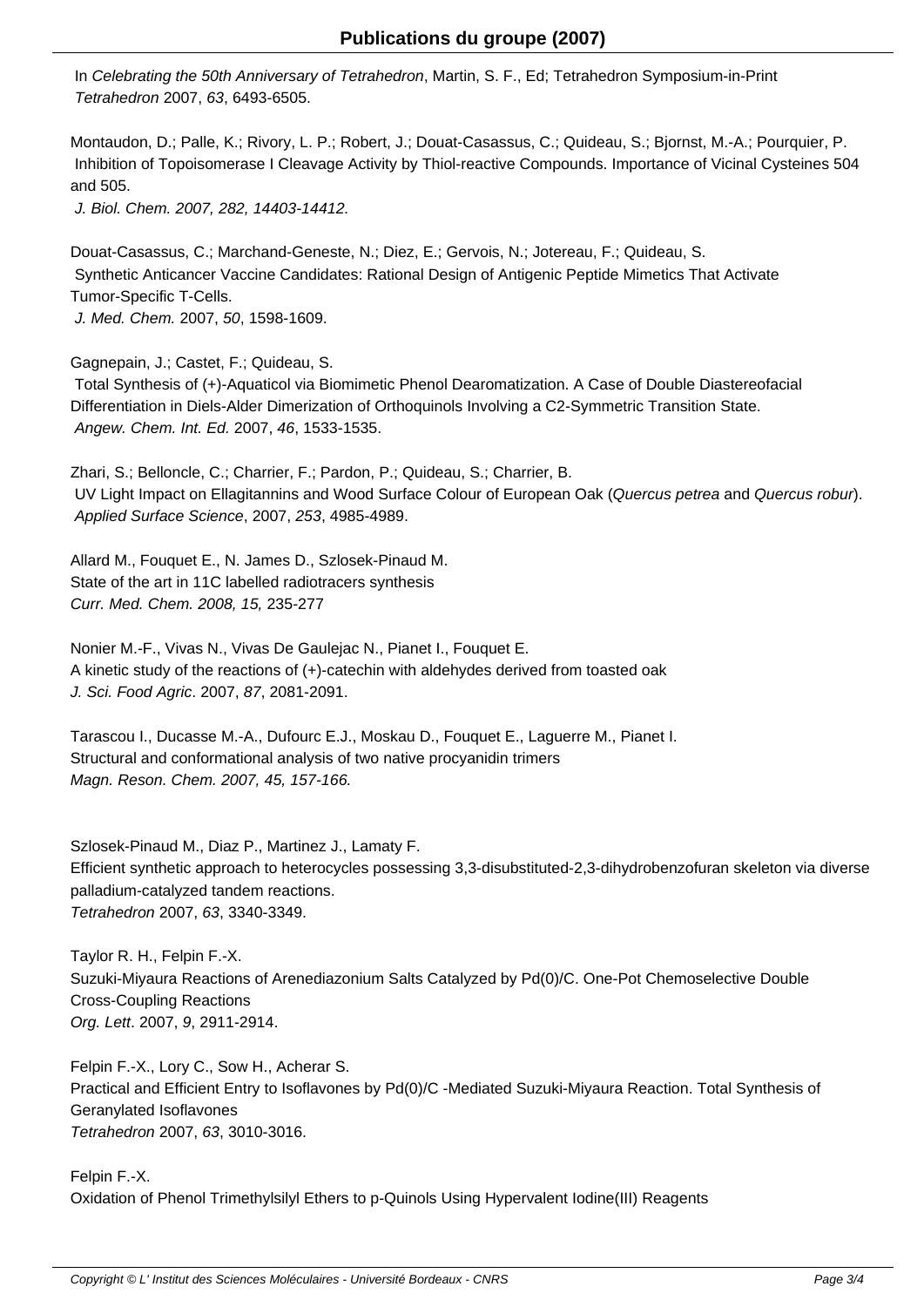In *Celebrating the 50th Anniversary of Tetrahedron*, Martin, S. F., Ed; Tetrahedron Symposium-in-Print
*Tetrahedron* 2007, *63*, 6493-6505.

Montaudon, D.; Palle, K.; Rivory, L. P.; Robert, J.; Douat-Casassus, C.; Quideau, S.; Bjornst, M.-A.; Pourquier, P.
Inhibition of Topoisomerase I Cleavage Activity by Thiol-reactive Compounds. Importance of Vicinal Cysteines 504 and 505.
*J. Biol. Chem. 2007, 282, 14403-14412.*

Douat-Casassus, C.; Marchand-Geneste, N.; Diez, E.; Gervois, N.; Jotereau, F.; Quideau, S.
Synthetic Anticancer Vaccine Candidates: Rational Design of Antigenic Peptide Mimetics That Activate Tumor-Specific T-Cells.
*J. Med. Chem.* 2007, *50*, 1598-1609.

Gagnepain, J.; Castet, F.; Quideau, S.
Total Synthesis of (+)-Aquaticol via Biomimetic Phenol Dearomatization. A Case of Double Diastereofacial Differentiation in Diels-Alder Dimerization of Orthoquinols Involving a C2-Symmetric Transition State.
*Angew. Chem. Int. Ed.* 2007, *46*, 1533-1535.

Zhari, S.; Belloncle, C.; Charrier, F.; Pardon, P.; Quideau, S.; Charrier, B.
UV Light Impact on Ellagitannins and Wood Surface Colour of European Oak (*Quercus petrea* and *Quercus robur*).
*Applied Surface Science*, 2007, *253*, 4985-4989.

Allard M., Fouquet E., N. James D., Szlosek-Pinaud M.
State of the art in 11C labelled radiotracers synthesis
*Curr. Med. Chem. 2008, 15,* 235-277

Nonier M.-F., Vivas N., Vivas De Gaulejac N., Pianet I., Fouquet E.
A kinetic study of the reactions of (+)-catechin with aldehydes derived from toasted oak
*J. Sci. Food Agric*. 2007, *87*, 2081-2091.

Tarascou I., Ducasse M.-A., Dufourc E.J., Moskau D., Fouquet E., Laguerre M., Pianet I.
Structural and conformational analysis of two native procyanidin trimers
*Magn. Reson. Chem. 2007, 45, 157-166.*

Szlosek-Pinaud M., Diaz P., Martinez J., Lamaty F.
Efficient synthetic approach to heterocycles possessing 3,3-disubstituted-2,3-dihydrobenzofuran skeleton via diverse palladium-catalyzed tandem reactions.
*Tetrahedron* 2007, *63*, 3340-3349.

Taylor R. H., Felpin F.-X.
Suzuki-Miyaura Reactions of Arenediazonium Salts Catalyzed by Pd(0)/C. One-Pot Chemoselective Double Cross-Coupling Reactions
*Org. Lett*. 2007, *9*, 2911-2914.

Felpin F.-X., Lory C., Sow H., Acherar S.
Practical and Efficient Entry to Isoflavones by Pd(0)/C -Mediated Suzuki-Miyaura Reaction. Total Synthesis of Geranylated Isoflavones
*Tetrahedron* 2007, *63*, 3010-3016.

Felpin F.-X.
Oxidation of Phenol Trimethylsilyl Ethers to p-Quinols Using Hypervalent Iodine(III) Reagents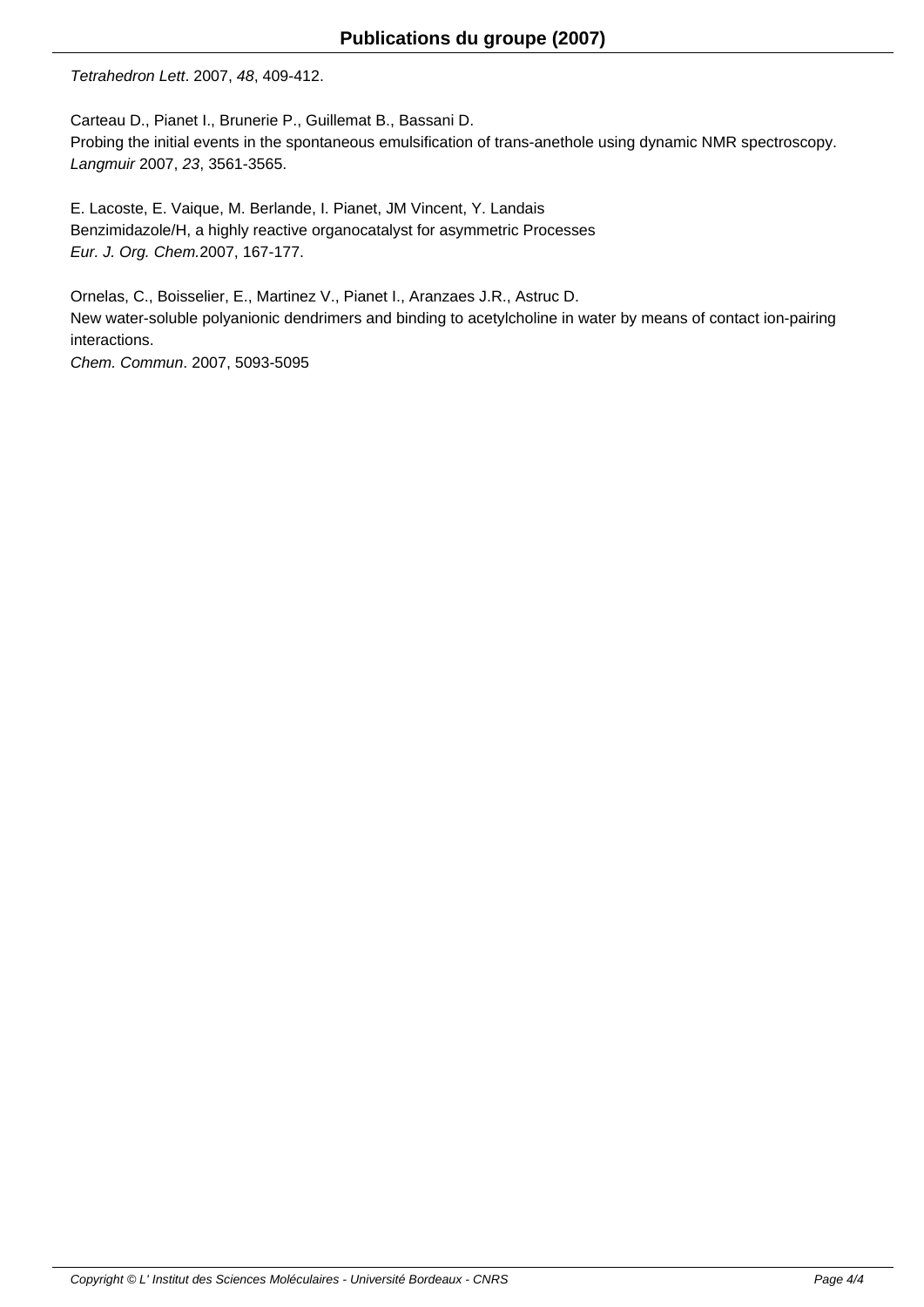*Tetrahedron Lett*. 2007, *48*, 409-412.

Carteau D., Pianet I., Brunerie P., Guillemat B., Bassani D.
Probing the initial events in the spontaneous emulsification of trans-anethole using dynamic NMR spectroscopy.
*Langmuir* 2007, *23*, 3561-3565.

E. Lacoste, E. Vaique, M. Berlande, I. Pianet, JM Vincent, Y. Landais
Benzimidazole/H, a highly reactive organocatalyst for asymmetric Processes
*Eur. J. Org. Chem.*2007, 167-177.

Ornelas, C., Boisselier, E., Martinez V., Pianet I., Aranzaes J.R., Astruc D.
New water-soluble polyanionic dendrimers and binding to acetylcholine in water by means of contact ion-pairing interactions.
*Chem. Commun*. 2007, 5093-5095